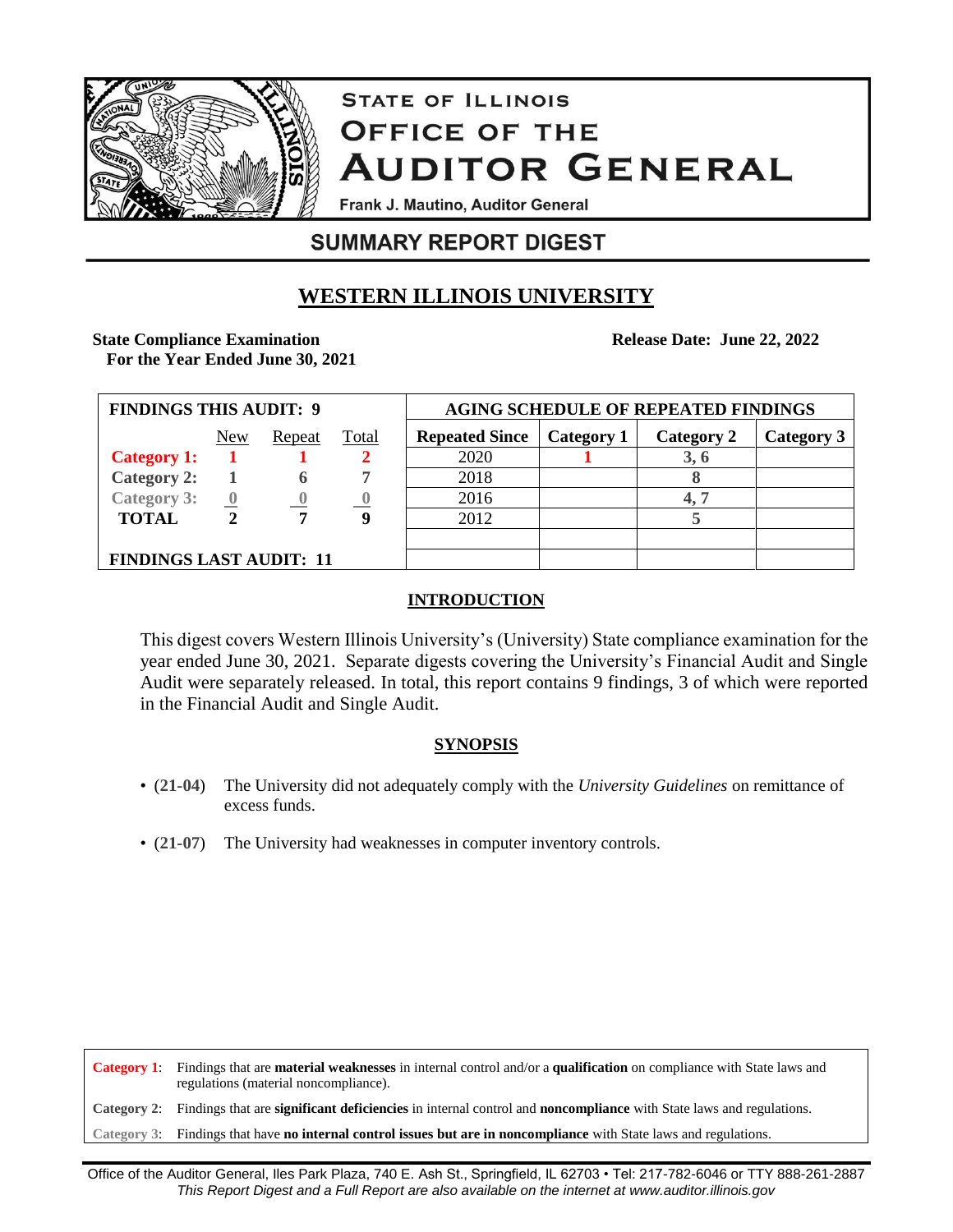# STATE OF ILLINOIS
# OFFICE OF THE AUDITOR GENERAL

Frank J. Mautino, Auditor General

## SUMMARY REPORT DIGEST

## WESTERN ILLINOIS UNIVERSITY

**State Compliance Examination**
**For the Year Ended June 30, 2021**

**Release Date: June 22, 2022**

| FINDINGS THIS AUDIT: 9 | New | Repeat | Total |
|---|---|---|---|
| **Category 1:** | 1 | 1 | 2 |
| **Category 2:** | 1 | 6 | 7 |
| **Category 3:** | 0 | 0 | 0 |
| **TOTAL** | 2 | 7 | 9 |

**FINDINGS LAST AUDIT: 11**

| AGING SCHEDULE OF REPEATED FINDINGS | | | |
|---|---|---|---|
| **Repeated Since** | **Category 1** | **Category 2** | **Category 3** |
| 2020 | 1 | 3, 6 | |
| 2018 | | 8 | |
| 2016 | | 4, 7 | |
| 2012 | | 5 | |

### INTRODUCTION

This digest covers Western Illinois University's (University) State compliance examination for the year ended June 30, 2021. Separate digests covering the University's Financial Audit and Single Audit were separately released. In total, this report contains 9 findings, 3 of which were reported in the Financial Audit and Single Audit.

### SYNOPSIS

- **(21-04)** The University did not adequately comply with the *University Guidelines* on remittance of excess funds.
- **(21-07)** The University had weaknesses in computer inventory controls.

**Category 1**: Findings that are **material weaknesses** in internal control and/or a **qualification** on compliance with State laws and regulations (material noncompliance).
**Category 2**: Findings that are **significant deficiencies** in internal control and **noncompliance** with State laws and regulations.
**Category 3**: Findings that have **no internal control issues but are in noncompliance** with State laws and regulations.

Office of the Auditor General, Iles Park Plaza, 740 E. Ash St., Springfield, IL 62703 • Tel: 217-782-6046 or TTY 888-261-2887
*This Report Digest and a Full Report are also available on the internet at www.auditor.illinois.gov*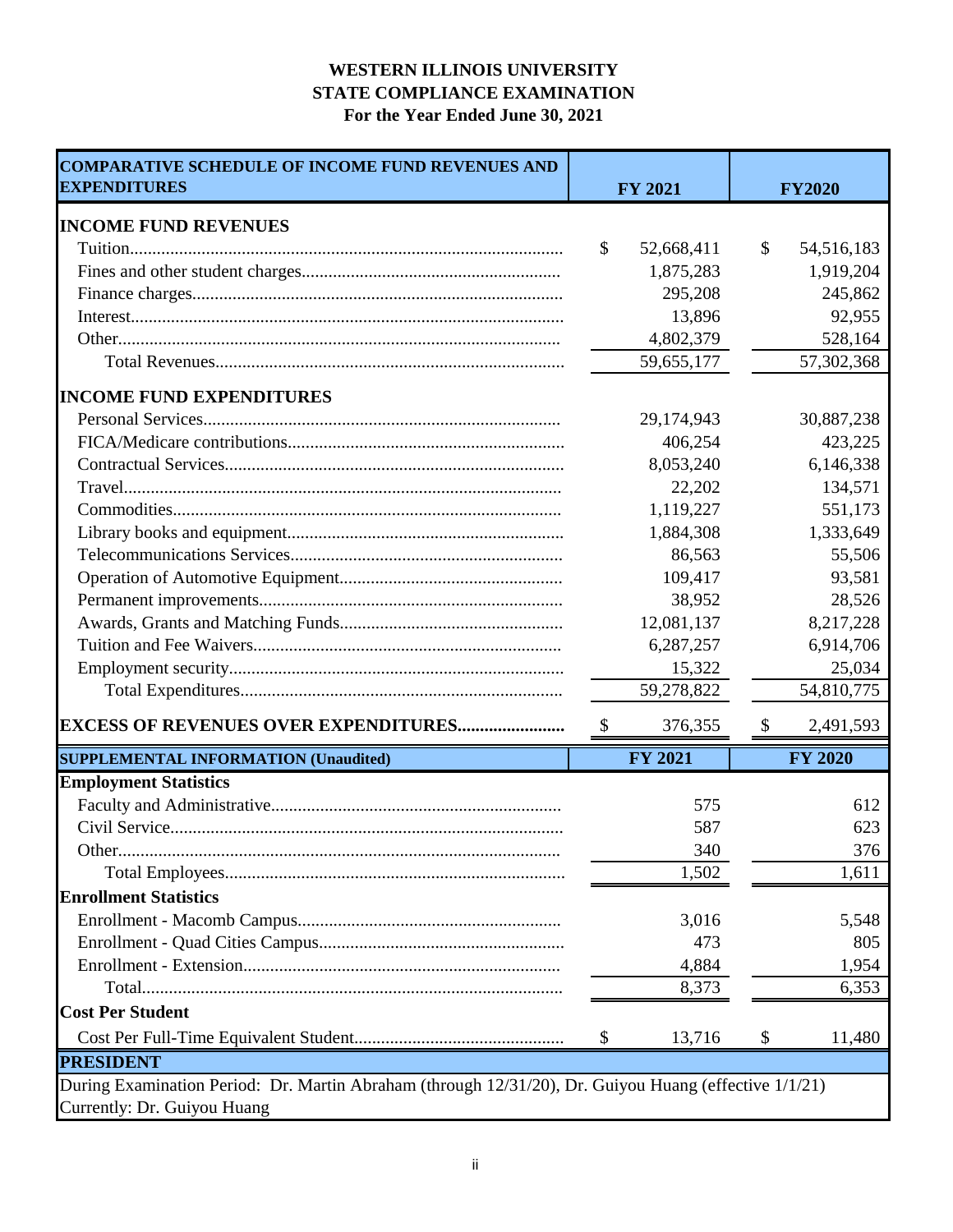**WESTERN ILLINOIS UNIVERSITY**
**STATE COMPLIANCE EXAMINATION**
**For the Year Ended June 30, 2021**

| COMPARATIVE SCHEDULE OF INCOME FUND REVENUES AND EXPENDITURES | FY 2021 | FY2020 |
|---|---|---|
| **INCOME FUND REVENUES** | | |
| Tuition | $ 52,668,411 | $ 54,516,183 |
| Fines and other student charges | 1,875,283 | 1,919,204 |
| Finance charges | 295,208 | 245,862 |
| Interest | 13,896 | 92,955 |
| Other | 4,802,379 | 528,164 |
| Total Revenues | 59,655,177 | 57,302,368 |
| **INCOME FUND EXPENDITURES** | | |
| Personal Services | 29,174,943 | 30,887,238 |
| FICA/Medicare contributions | 406,254 | 423,225 |
| Contractual Services | 8,053,240 | 6,146,338 |
| Travel | 22,202 | 134,571 |
| Commodities | 1,119,227 | 551,173 |
| Library books and equipment | 1,884,308 | 1,333,649 |
| Telecommunications Services | 86,563 | 55,506 |
| Operation of Automotive Equipment | 109,417 | 93,581 |
| Permanent improvements | 38,952 | 28,526 |
| Awards, Grants and Matching Funds | 12,081,137 | 8,217,228 |
| Tuition and Fee Waivers | 6,287,257 | 6,914,706 |
| Employment security | 15,322 | 25,034 |
| Total Expenditures | 59,278,822 | 54,810,775 |
| **EXCESS OF REVENUES OVER EXPENDITURES** | $ 376,355 | $ 2,491,593 |

| SUPPLEMENTAL INFORMATION (Unaudited) | FY 2021 | FY 2020 |
|---|---|---|
| **Employment Statistics** | | |
| Faculty and Administrative | 575 | 612 |
| Civil Service | 587 | 623 |
| Other | 340 | 376 |
| Total Employees | 1,502 | 1,611 |
| **Enrollment Statistics** | | |
| Enrollment - Macomb Campus | 3,016 | 5,548 |
| Enrollment - Quad Cities Campus | 473 | 805 |
| Enrollment - Extension | 4,884 | 1,954 |
| Total | 8,373 | 6,353 |
| **Cost Per Student** | | |
| Cost Per Full-Time Equivalent Student | $ 13,716 | $ 11,480 |

**PRESIDENT**

During Examination Period: Dr. Martin Abraham (through 12/31/20), Dr. Guiyou Huang (effective 1/1/21)
Currently: Dr. Guiyou Huang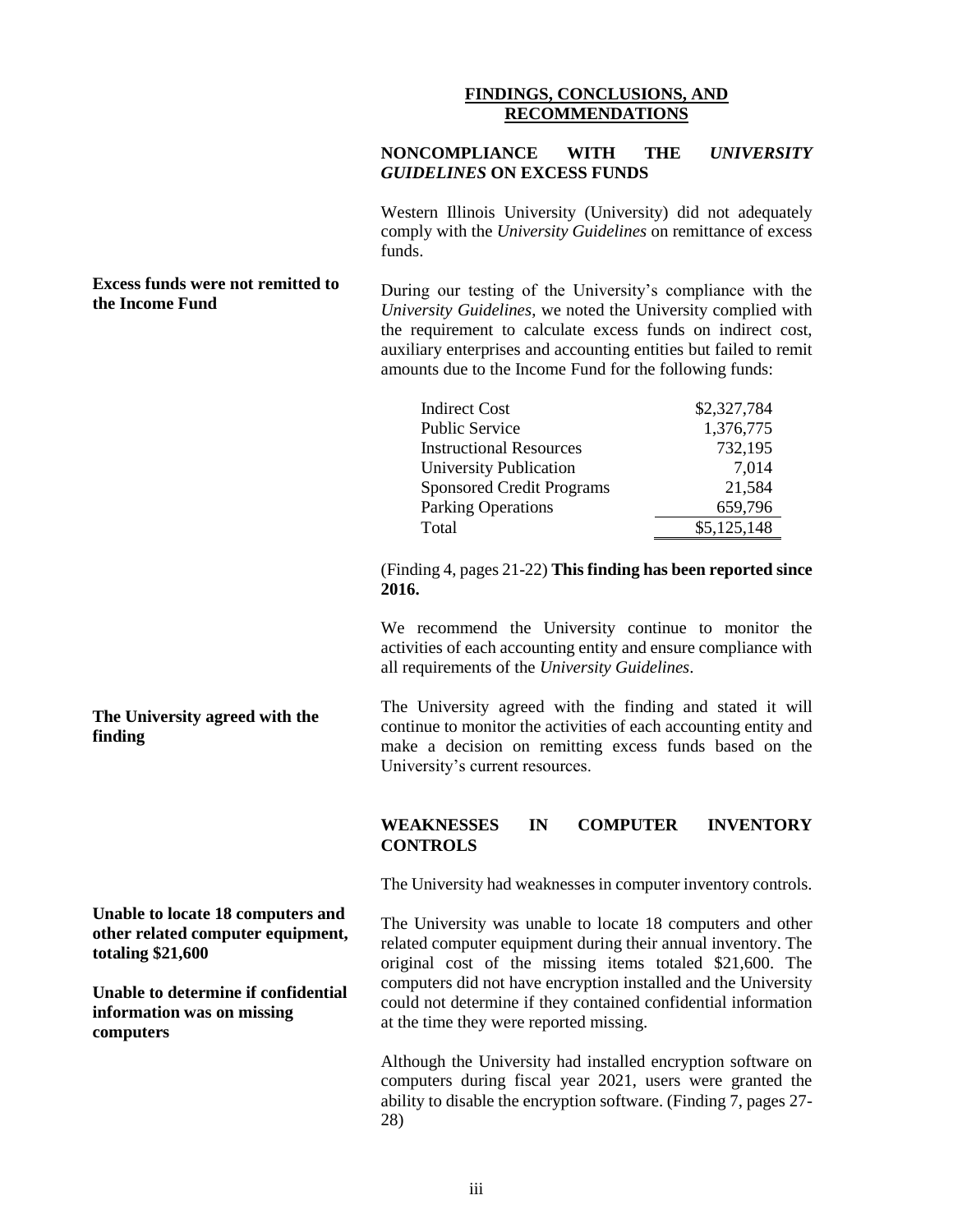## FINDINGS, CONCLUSIONS, AND RECOMMENDATIONS

### NONCOMPLIANCE WITH THE *UNIVERSITY GUIDELINES* ON EXCESS FUNDS

Western Illinois University (University) did not adequately comply with the *University Guidelines* on remittance of excess funds.

**Excess funds were not remitted to the Income Fund**

During our testing of the University's compliance with the *University Guidelines*, we noted the University complied with the requirement to calculate excess funds on indirect cost, auxiliary enterprises and accounting entities but failed to remit amounts due to the Income Fund for the following funds:

| | |
|---|---|
| Indirect Cost | $2,327,784 |
| Public Service | 1,376,775 |
| Instructional Resources | 732,195 |
| University Publication | 7,014 |
| Sponsored Credit Programs | 21,584 |
| Parking Operations | 659,796 |
| Total | $5,125,148 |

(Finding 4, pages 21-22) **This finding has been reported since 2016.**

We recommend the University continue to monitor the activities of each accounting entity and ensure compliance with all requirements of the *University Guidelines*.

**The University agreed with the finding**

The University agreed with the finding and stated it will continue to monitor the activities of each accounting entity and make a decision on remitting excess funds based on the University's current resources.

### WEAKNESSES IN COMPUTER INVENTORY CONTROLS

The University had weaknesses in computer inventory controls.

**Unable to locate 18 computers and other related computer equipment, totaling $21,600**

**Unable to determine if confidential information was on missing computers**

The University was unable to locate 18 computers and other related computer equipment during their annual inventory. The original cost of the missing items totaled $21,600. The computers did not have encryption installed and the University could not determine if they contained confidential information at the time they were reported missing.

Although the University had installed encryption software on computers during fiscal year 2021, users were granted the ability to disable the encryption software. (Finding 7, pages 27-28)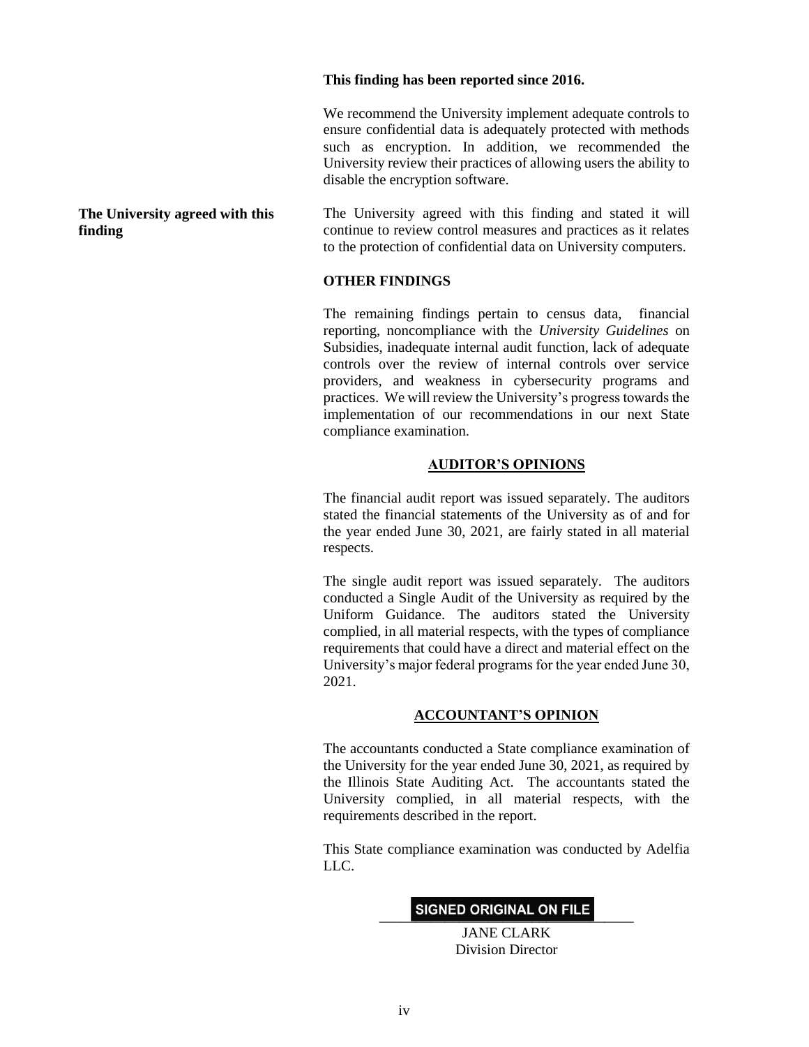**This finding has been reported since 2016.**

We recommend the University implement adequate controls to ensure confidential data is adequately protected with methods such as encryption. In addition, we recommended the University review their practices of allowing users the ability to disable the encryption software.

**The University agreed with this finding**

The University agreed with this finding and stated it will continue to review control measures and practices as it relates to the protection of confidential data on University computers.

**OTHER FINDINGS**

The remaining findings pertain to census data, financial reporting, noncompliance with the *University Guidelines* on Subsidies, inadequate internal audit function, lack of adequate controls over the review of internal controls over service providers, and weakness in cybersecurity programs and practices. We will review the University's progress towards the implementation of our recommendations in our next State compliance examination.

## AUDITOR'S OPINIONS

The financial audit report was issued separately. The auditors stated the financial statements of the University as of and for the year ended June 30, 2021, are fairly stated in all material respects.

The single audit report was issued separately. The auditors conducted a Single Audit of the University as required by the Uniform Guidance. The auditors stated the University complied, in all material respects, with the types of compliance requirements that could have a direct and material effect on the University's major federal programs for the year ended June 30, 2021.

## ACCOUNTANT'S OPINION

The accountants conducted a State compliance examination of the University for the year ended June 30, 2021, as required by the Illinois State Auditing Act. The accountants stated the University complied, in all material respects, with the requirements described in the report.

This State compliance examination was conducted by Adelfia LLC.

SIGNED ORIGINAL ON FILE

JANE CLARK
Division Director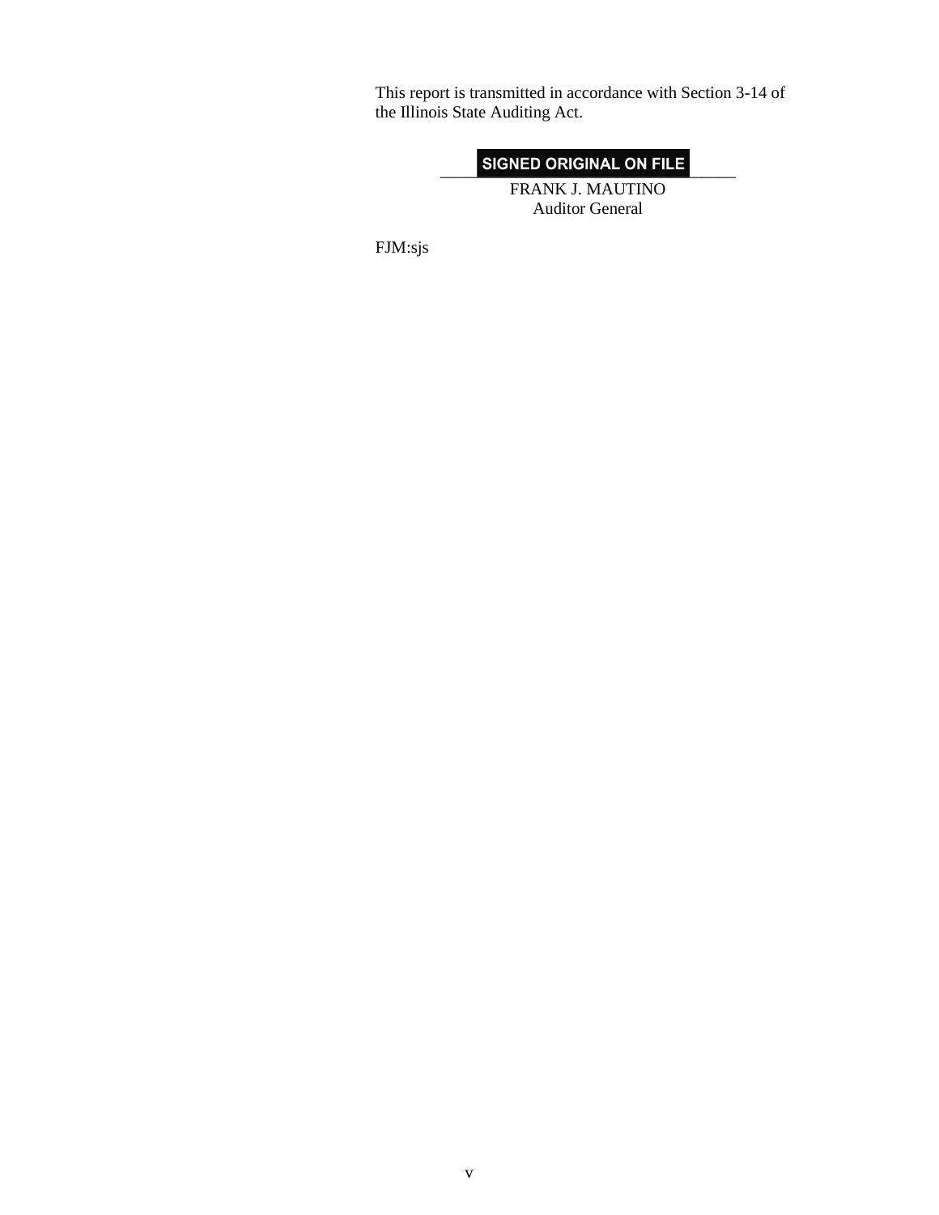This report is transmitted in accordance with Section 3-14 of the Illinois State Auditing Act.

SIGNED ORIGINAL ON FILE

FRANK J. MAUTINO
Auditor General

FJM:sjs